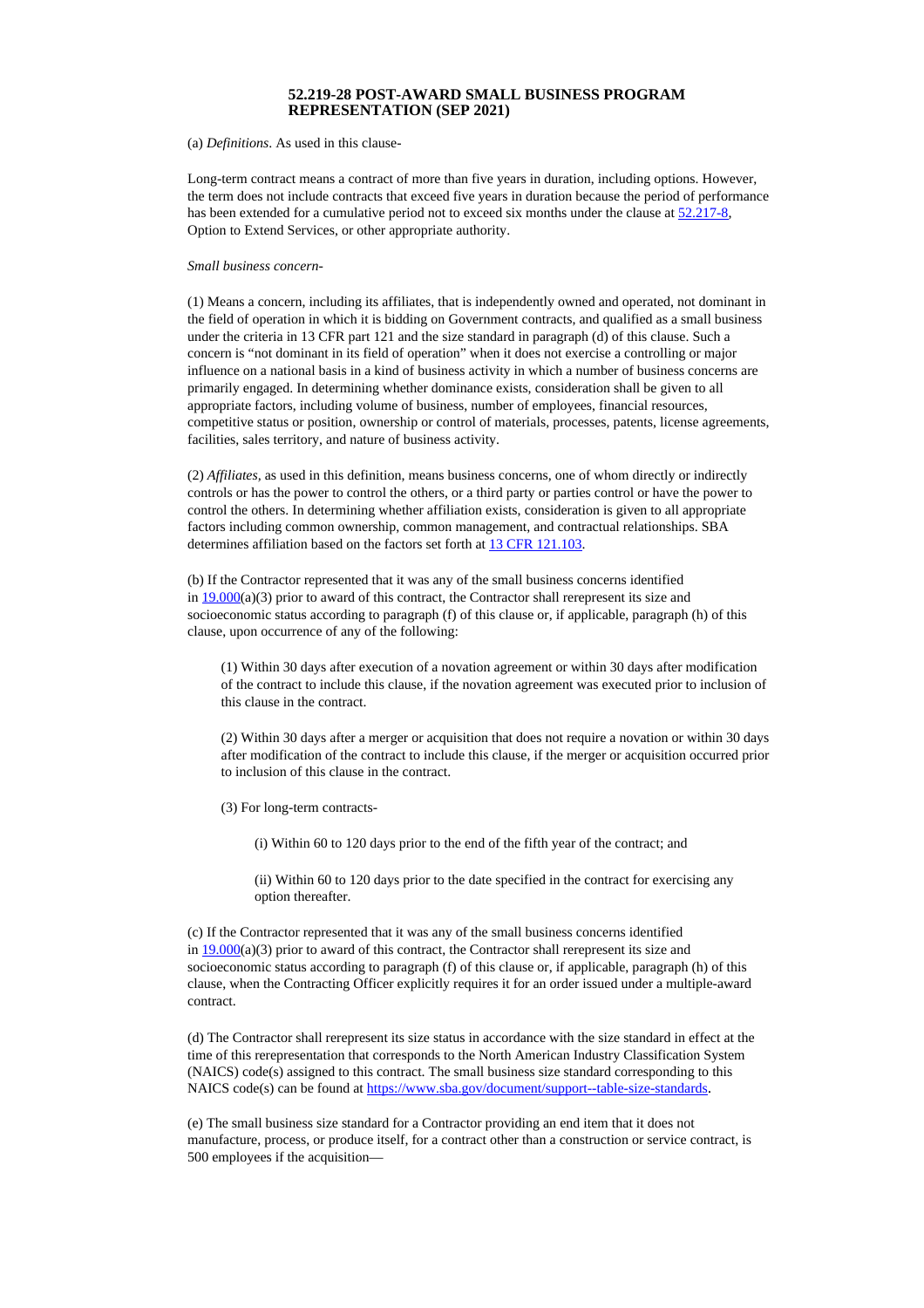# 52.219-28 POST-AWARD SMALL BUSINESS PROGRAM REPRESENTATION (SEP 2021)

(a) *Definitions*. As used in this clause-

Long-term contract means a contract of more than five years in duration, including options. However, the term does not include contracts that exceed five years in duration because the period of performance has been extended for a cumulative period not to exceed six months under the clause at 52.217-8, Option to Extend Services, or other appropriate authority.

*Small business concern-*

(1) Means a concern, including its affiliates, that is independently owned and operated, not dominant in the field of operation in which it is bidding on Government contracts, and qualified as a small business under the criteria in 13 CFR part 121 and the size standard in paragraph (d) of this clause. Such a concern is "not dominant in its field of operation" when it does not exercise a controlling or major influence on a national basis in a kind of business activity in which a number of business concerns are primarily engaged. In determining whether dominance exists, consideration shall be given to all appropriate factors, including volume of business, number of employees, financial resources, competitive status or position, ownership or control of materials, processes, patents, license agreements, facilities, sales territory, and nature of business activity.

(2) *Affiliates,* as used in this definition, means business concerns, one of whom directly or indirectly controls or has the power to control the others, or a third party or parties control or have the power to control the others. In determining whether affiliation exists, consideration is given to all appropriate factors including common ownership, common management, and contractual relationships. SBA determines affiliation based on the factors set forth at 13 CFR 121.103.

(b) If the Contractor represented that it was any of the small business concerns identified in 19.000(a)(3) prior to award of this contract, the Contractor shall rerepresent its size and socioeconomic status according to paragraph (f) of this clause or, if applicable, paragraph (h) of this clause, upon occurrence of any of the following:

> (1) Within 30 days after execution of a novation agreement or within 30 days after modification of the contract to include this clause, if the novation agreement was executed prior to inclusion of this clause in the contract.
>
> (2) Within 30 days after a merger or acquisition that does not require a novation or within 30 days after modification of the contract to include this clause, if the merger or acquisition occurred prior to inclusion of this clause in the contract.
>
> (3) For long-term contracts-
>
> > (i) Within 60 to 120 days prior to the end of the fifth year of the contract; and
> >
> > (ii) Within 60 to 120 days prior to the date specified in the contract for exercising any option thereafter.

(c) If the Contractor represented that it was any of the small business concerns identified in 19.000(a)(3) prior to award of this contract, the Contractor shall rerepresent its size and socioeconomic status according to paragraph (f) of this clause or, if applicable, paragraph (h) of this clause, when the Contracting Officer explicitly requires it for an order issued under a multiple-award contract.

(d) The Contractor shall rerepresent its size status in accordance with the size standard in effect at the time of this rerepresentation that corresponds to the North American Industry Classification System (NAICS) code(s) assigned to this contract. The small business size standard corresponding to this NAICS code(s) can be found at https://www.sba.gov/document/support--table-size-standards.

(e) The small business size standard for a Contractor providing an end item that it does not manufacture, process, or produce itself, for a contract other than a construction or service contract, is 500 employees if the acquisition—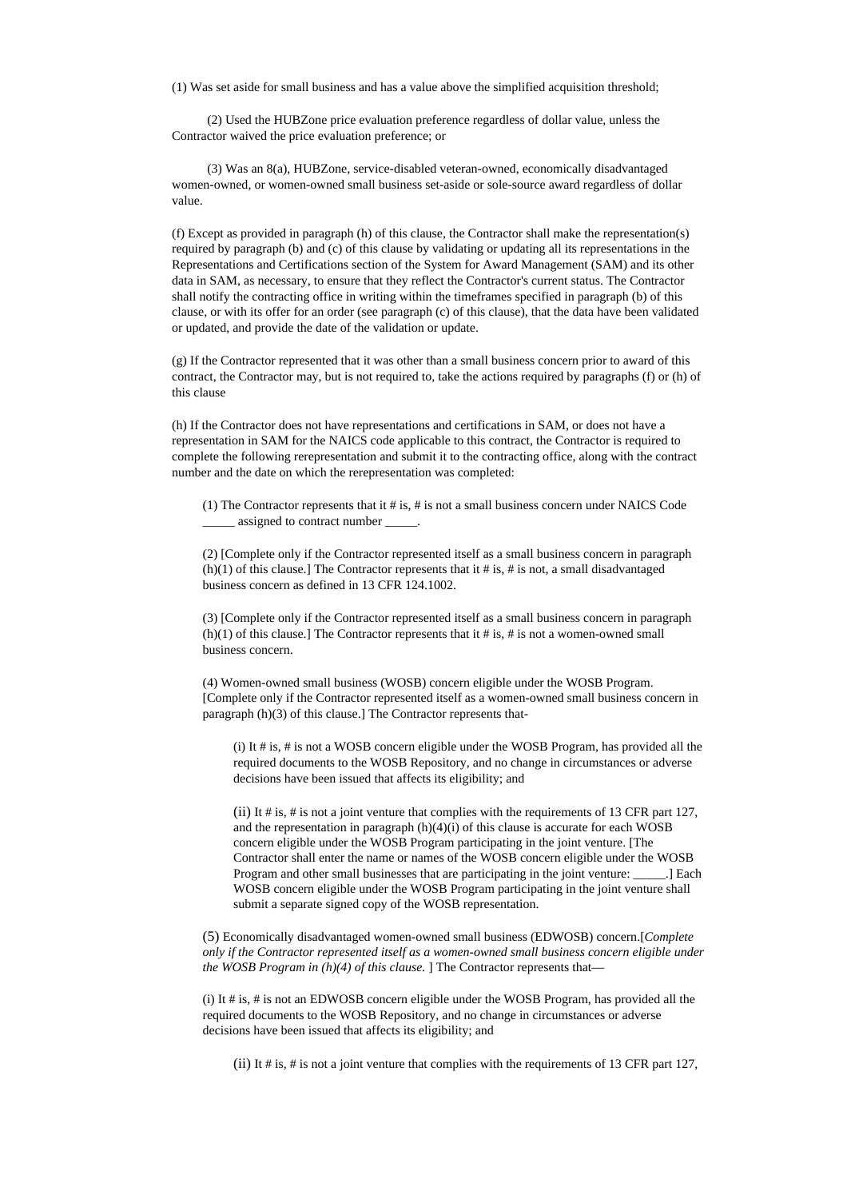(1) Was set aside for small business and has a value above the simplified acquisition threshold;

(2) Used the HUBZone price evaluation preference regardless of dollar value, unless the Contractor waived the price evaluation preference; or

(3) Was an 8(a), HUBZone, service-disabled veteran-owned, economically disadvantaged women-owned, or women-owned small business set-aside or sole-source award regardless of dollar value.

(f) Except as provided in paragraph (h) of this clause, the Contractor shall make the representation(s) required by paragraph (b) and (c) of this clause by validating or updating all its representations in the Representations and Certifications section of the System for Award Management (SAM) and its other data in SAM, as necessary, to ensure that they reflect the Contractor's current status. The Contractor shall notify the contracting office in writing within the timeframes specified in paragraph (b) of this clause, or with its offer for an order (see paragraph (c) of this clause), that the data have been validated or updated, and provide the date of the validation or update.

(g) If the Contractor represented that it was other than a small business concern prior to award of this contract, the Contractor may, but is not required to, take the actions required by paragraphs (f) or (h) of this clause

(h) If the Contractor does not have representations and certifications in SAM, or does not have a representation in SAM for the NAICS code applicable to this contract, the Contractor is required to complete the following rerepresentation and submit it to the contracting office, along with the contract number and the date on which the rerepresentation was completed:

(1) The Contractor represents that it # is, # is not a small business concern under NAICS Code _____ assigned to contract number _____.

(2) [Complete only if the Contractor represented itself as a small business concern in paragraph (h)(1) of this clause.] The Contractor represents that it # is, # is not, a small disadvantaged business concern as defined in 13 CFR 124.1002.

(3) [Complete only if the Contractor represented itself as a small business concern in paragraph (h)(1) of this clause.] The Contractor represents that it # is, # is not a women-owned small business concern.

(4) Women-owned small business (WOSB) concern eligible under the WOSB Program. [Complete only if the Contractor represented itself as a women-owned small business concern in paragraph (h)(3) of this clause.] The Contractor represents that-

(i) It # is, # is not a WOSB concern eligible under the WOSB Program, has provided all the required documents to the WOSB Repository, and no change in circumstances or adverse decisions have been issued that affects its eligibility; and

(ii) It # is, # is not a joint venture that complies with the requirements of 13 CFR part 127, and the representation in paragraph (h)(4)(i) of this clause is accurate for each WOSB concern eligible under the WOSB Program participating in the joint venture. [The Contractor shall enter the name or names of the WOSB concern eligible under the WOSB Program and other small businesses that are participating in the joint venture: _____.] Each WOSB concern eligible under the WOSB Program participating in the joint venture shall submit a separate signed copy of the WOSB representation.

(5) Economically disadvantaged women-owned small business (EDWOSB) concern.[*Complete only if the Contractor represented itself as a women-owned small business concern eligible under the WOSB Program in (h)(4) of this clause.* ] The Contractor represents that—

(i) It # is, # is not an EDWOSB concern eligible under the WOSB Program, has provided all the required documents to the WOSB Repository, and no change in circumstances or adverse decisions have been issued that affects its eligibility; and

(ii) It # is, # is not a joint venture that complies with the requirements of 13 CFR part 127,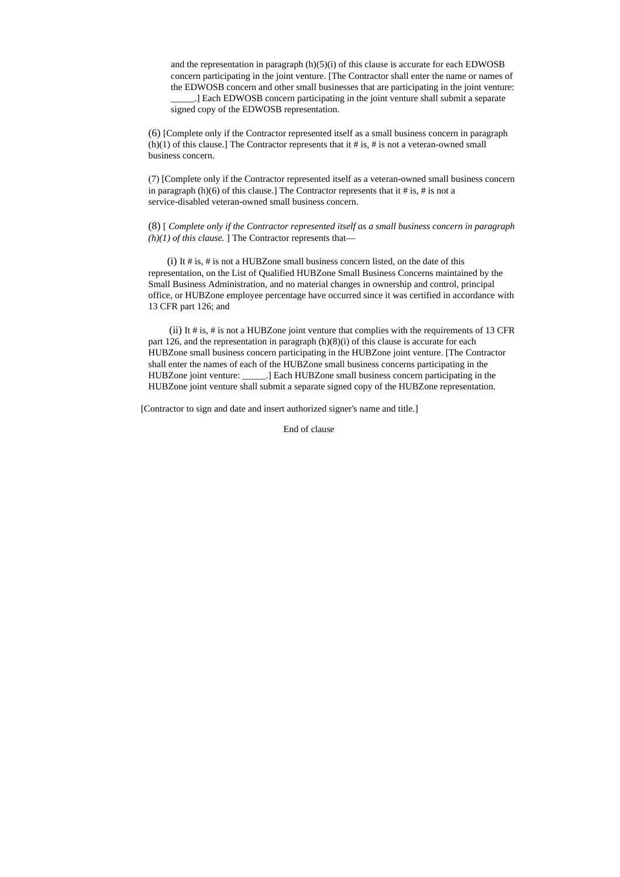and the representation in paragraph (h)(5)(i) of this clause is accurate for each EDWOSB concern participating in the joint venture. [The Contractor shall enter the name or names of the EDWOSB concern and other small businesses that are participating in the joint venture: _____.] Each EDWOSB concern participating in the joint venture shall submit a separate signed copy of the EDWOSB representation.

(6) [Complete only if the Contractor represented itself as a small business concern in paragraph (h)(1) of this clause.] The Contractor represents that it # is, # is not a veteran-owned small business concern.

(7) [Complete only if the Contractor represented itself as a veteran-owned small business concern in paragraph (h)(6) of this clause.] The Contractor represents that it # is, # is not a service-disabled veteran-owned small business concern.

(8) [ *Complete only if the Contractor represented itself as a small business concern in paragraph (h)(1) of this clause.* ] The Contractor represents that—

(i) It # is, # is not a HUBZone small business concern listed, on the date of this representation, on the List of Qualified HUBZone Small Business Concerns maintained by the Small Business Administration, and no material changes in ownership and control, principal office, or HUBZone employee percentage have occurred since it was certified in accordance with 13 CFR part 126; and

(ii) It # is, # is not a HUBZone joint venture that complies with the requirements of 13 CFR part 126, and the representation in paragraph (h)(8)(i) of this clause is accurate for each HUBZone small business concern participating in the HUBZone joint venture. [The Contractor shall enter the names of each of the HUBZone small business concerns participating in the HUBZone joint venture: _____.] Each HUBZone small business concern participating in the HUBZone joint venture shall submit a separate signed copy of the HUBZone representation.

[Contractor to sign and date and insert authorized signer's name and title.]

End of clause